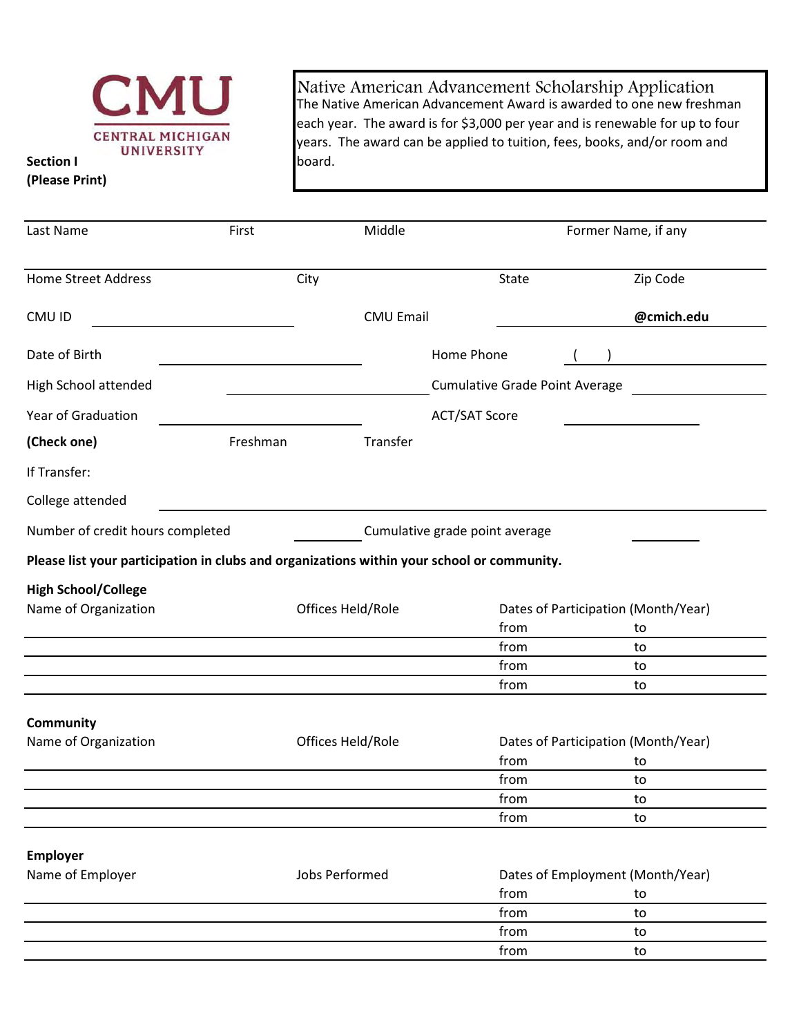CMU
CENTRAL MICHIGAN UNIVERSITY

# Native American Advancement Scholarship Application

The Native American Advancement Award is awarded to one new freshman each year. The award is for $3,000 per year and is renewable for up to four years. The award can be applied to tuition, fees, books, and/or room and board.

**Section I**
**(Please Print)**

| Last Name | First | Middle | Former Name, if any |
|---|---|---|---|
| | | | |

| Home Street Address | City | State | Zip Code |
|---|---|---|---|
| | | | |

CMU ID ______________________ CMU Email ______________________ **@cmich.edu**

Date of Birth ______________________ Home Phone ( ) ______________________

High School attended ______________________ Cumulative Grade Point Average ______________________

Year of Graduation ______________________ ACT/SAT Score ______________________

**(Check one)** Freshman Transfer

If Transfer:

College attended ______________________

Number of credit hours completed __________ Cumulative grade point average __________

**Please list your participation in clubs and organizations within your school or community.**

**High School/College**

| Name of Organization | Offices Held/Role | Dates of Participation (Month/Year) | |
|---|---|---|---|
| | | from | to |
| | | from | to |
| | | from | to |
| | | from | to |

**Community**

| Name of Organization | Offices Held/Role | Dates of Participation (Month/Year) | |
|---|---|---|---|
| | | from | to |
| | | from | to |
| | | from | to |
| | | from | to |

**Employer**

| Name of Employer | Jobs Performed | Dates of Employment (Month/Year) | |
|---|---|---|---|
| | | from | to |
| | | from | to |
| | | from | to |
| | | from | to |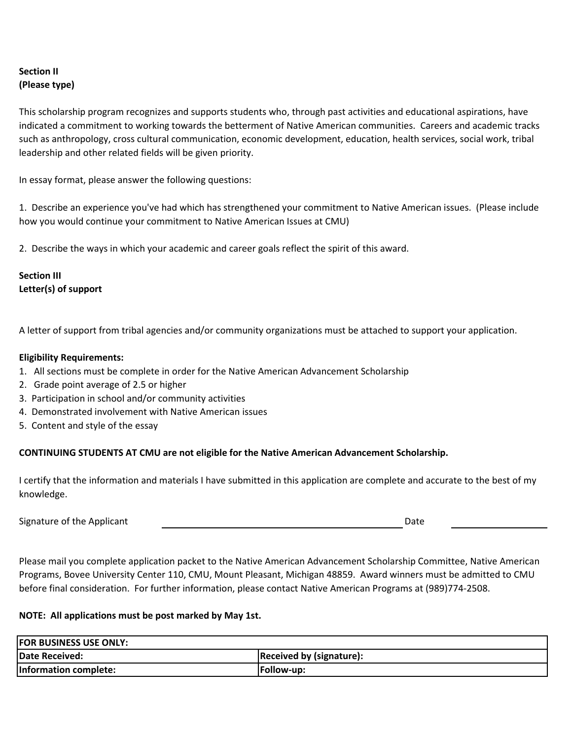**Section II**
**(Please type)**

This scholarship program recognizes and supports students who, through past activities and educational aspirations, have indicated a commitment to working towards the betterment of Native American communities. Careers and academic tracks such as anthropology, cross cultural communication, economic development, education, health services, social work, tribal leadership and other related fields will be given priority.

In essay format, please answer the following questions:

1. Describe an experience you've had which has strengthened your commitment to Native American issues. (Please include how you would continue your commitment to Native American Issues at CMU)

2. Describe the ways in which your academic and career goals reflect the spirit of this award.

**Section III**
**Letter(s) of support**

A letter of support from tribal agencies and/or community organizations must be attached to support your application.

**Eligibility Requirements:**

1. All sections must be complete in order for the Native American Advancement Scholarship
2. Grade point average of 2.5 or higher
3. Participation in school and/or community activities
4. Demonstrated involvement with Native American issues
5. Content and style of the essay

**CONTINUING STUDENTS AT CMU are not eligible for the Native American Advancement Scholarship.**

I certify that the information and materials I have submitted in this application are complete and accurate to the best of my knowledge.

Signature of the Applicant ______________________________ Date ______________

Please mail you complete application packet to the Native American Advancement Scholarship Committee, Native American Programs, Bovee University Center 110, CMU, Mount Pleasant, Michigan 48859. Award winners must be admitted to CMU before final consideration. For further information, please contact Native American Programs at (989)774-2508.

**NOTE: All applications must be post marked by May 1st.**

| **FOR BUSINESS USE ONLY:** | |
|---|---|
| **Date Received:** | **Received by (signature):** |
| **Information complete:** | **Follow-up:** |